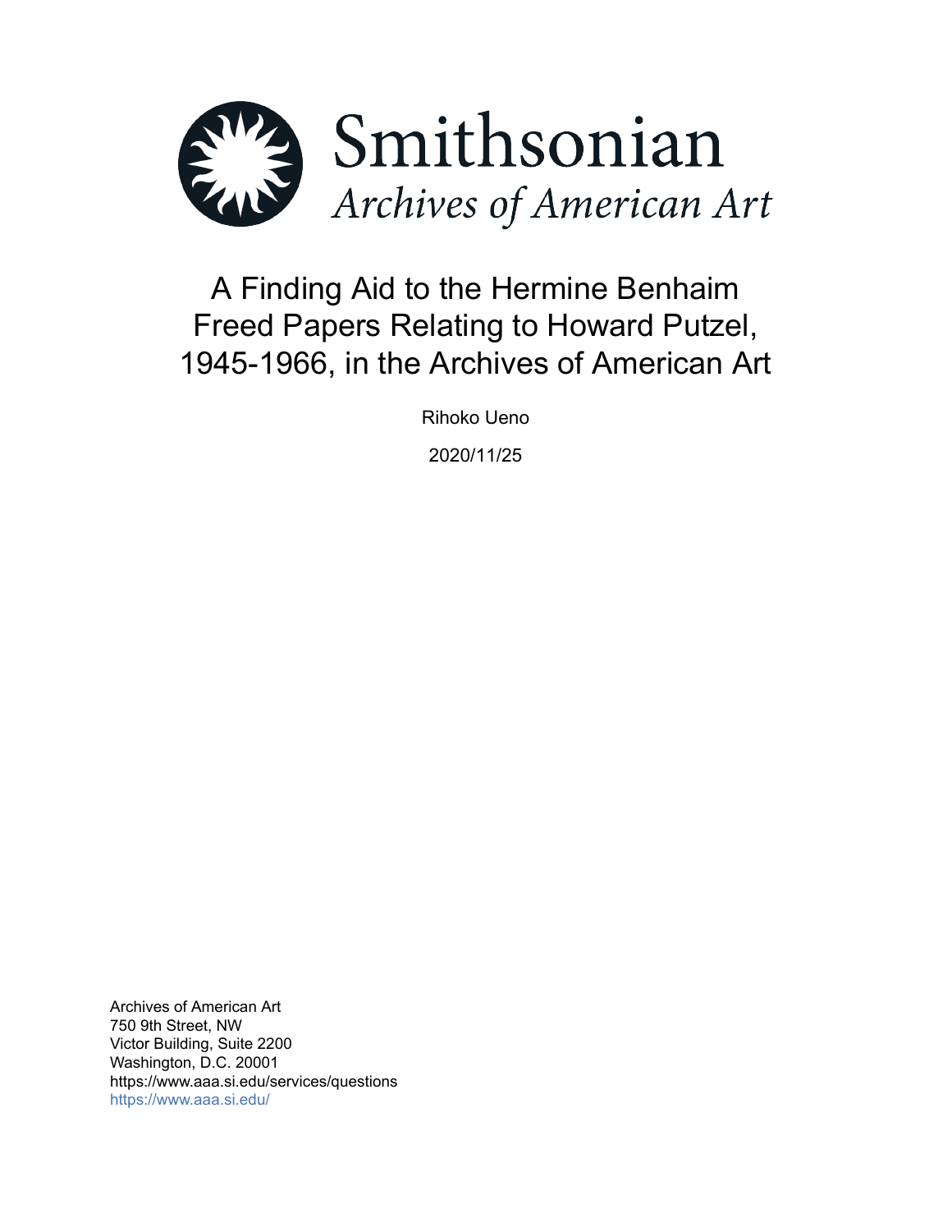Smithsonian

*Archives of American Art*

# A Finding Aid to the Hermine Benhaim Freed Papers Relating to Howard Putzel, 1945-1966, in the Archives of American Art

Rihoko Ueno

2020/11/25

Archives of American Art
750 9th Street, NW
Victor Building, Suite 2200
Washington, D.C. 20001
https://www.aaa.si.edu/services/questions
https://www.aaa.si.edu/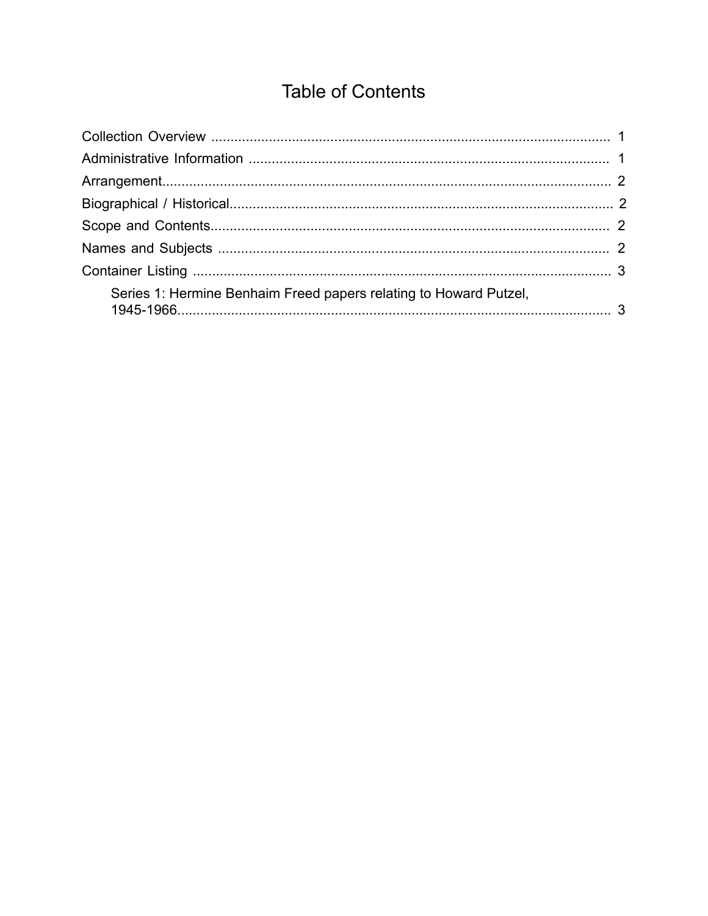# Table of Contents

Collection Overview ........................................................................................................ 1
Administrative Information ............................................................................................. 1
Arrangement................................................................................................................... 2
Biographical / Historical.................................................................................................. 2
Scope and Contents....................................................................................................... 2
Names and Subjects ...................................................................................................... 2
Container Listing ............................................................................................................ 3
    Series 1: Hermine Benhaim Freed papers relating to Howard Putzel, 1945-1966................................................................................................. 3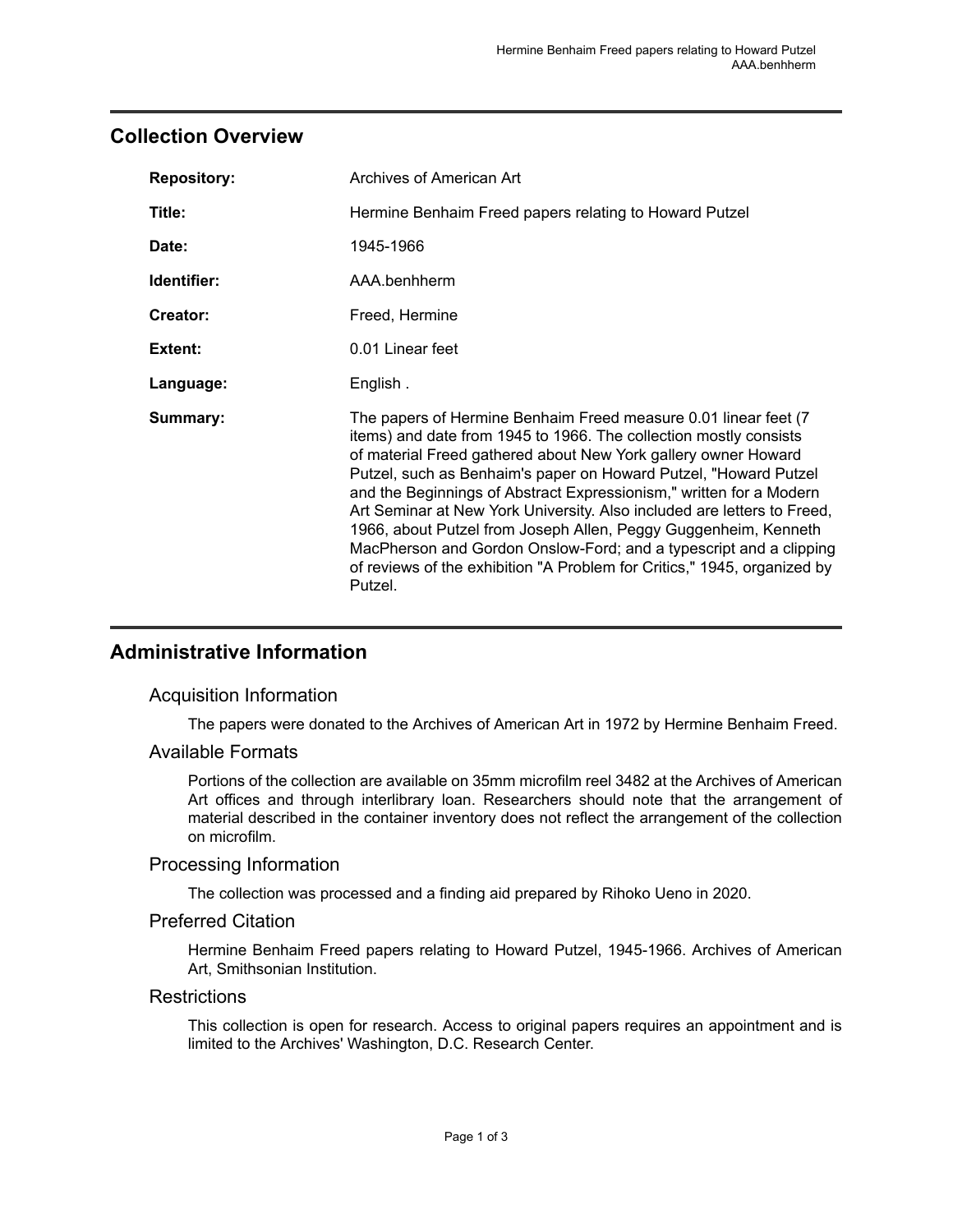## Collection Overview

| | |
|---|---|
| **Repository:** | Archives of American Art |
| **Title:** | Hermine Benhaim Freed papers relating to Howard Putzel |
| **Date:** | 1945-1966 |
| **Identifier:** | AAA.benhherm |
| **Creator:** | Freed, Hermine |
| **Extent:** | 0.01 Linear feet |
| **Language:** | English . |
| **Summary:** | The papers of Hermine Benhaim Freed measure 0.01 linear feet (7 items) and date from 1945 to 1966. The collection mostly consists of material Freed gathered about New York gallery owner Howard Putzel, such as Benhaim's paper on Howard Putzel, "Howard Putzel and the Beginnings of Abstract Expressionism," written for a Modern Art Seminar at New York University. Also included are letters to Freed, 1966, about Putzel from Joseph Allen, Peggy Guggenheim, Kenneth MacPherson and Gordon Onslow-Ford; and a typescript and a clipping of reviews of the exhibition "A Problem for Critics," 1945, organized by Putzel. |

## Administrative Information

### Acquisition Information

The papers were donated to the Archives of American Art in 1972 by Hermine Benhaim Freed.

### Available Formats

Portions of the collection are available on 35mm microfilm reel 3482 at the Archives of American Art offices and through interlibrary loan. Researchers should note that the arrangement of material described in the container inventory does not reflect the arrangement of the collection on microfilm.

### Processing Information

The collection was processed and a finding aid prepared by Rihoko Ueno in 2020.

### Preferred Citation

Hermine Benhaim Freed papers relating to Howard Putzel, 1945-1966. Archives of American Art, Smithsonian Institution.

### Restrictions

This collection is open for research. Access to original papers requires an appointment and is limited to the Archives' Washington, D.C. Research Center.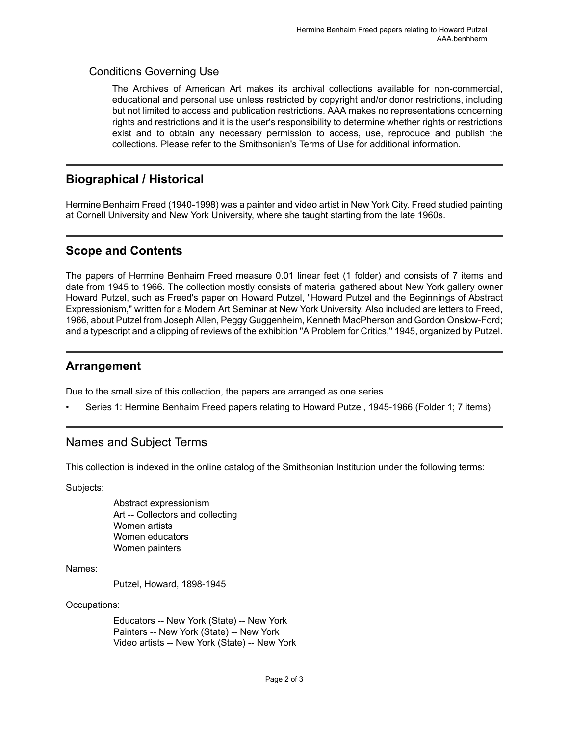### Conditions Governing Use

The Archives of American Art makes its archival collections available for non-commercial, educational and personal use unless restricted by copyright and/or donor restrictions, including but not limited to access and publication restrictions. AAA makes no representations concerning rights and restrictions and it is the user's responsibility to determine whether rights or restrictions exist and to obtain any necessary permission to access, use, reproduce and publish the collections. Please refer to the Smithsonian's Terms of Use for additional information.

## Biographical / Historical

Hermine Benhaim Freed (1940-1998) was a painter and video artist in New York City. Freed studied painting at Cornell University and New York University, where she taught starting from the late 1960s.

## Scope and Contents

The papers of Hermine Benhaim Freed measure 0.01 linear feet (1 folder) and consists of 7 items and date from 1945 to 1966. The collection mostly consists of material gathered about New York gallery owner Howard Putzel, such as Freed's paper on Howard Putzel, "Howard Putzel and the Beginnings of Abstract Expressionism," written for a Modern Art Seminar at New York University. Also included are letters to Freed, 1966, about Putzel from Joseph Allen, Peggy Guggenheim, Kenneth MacPherson and Gordon Onslow-Ford; and a typescript and a clipping of reviews of the exhibition "A Problem for Critics," 1945, organized by Putzel.

## Arrangement

Due to the small size of this collection, the papers are arranged as one series.

- Series 1: Hermine Benhaim Freed papers relating to Howard Putzel, 1945-1966 (Folder 1; 7 items)

## Names and Subject Terms

This collection is indexed in the online catalog of the Smithsonian Institution under the following terms:

Subjects:

Abstract expressionism
Art -- Collectors and collecting
Women artists
Women educators
Women painters

Names:

Putzel, Howard, 1898-1945

Occupations:

Educators -- New York (State) -- New York
Painters -- New York (State) -- New York
Video artists -- New York (State) -- New York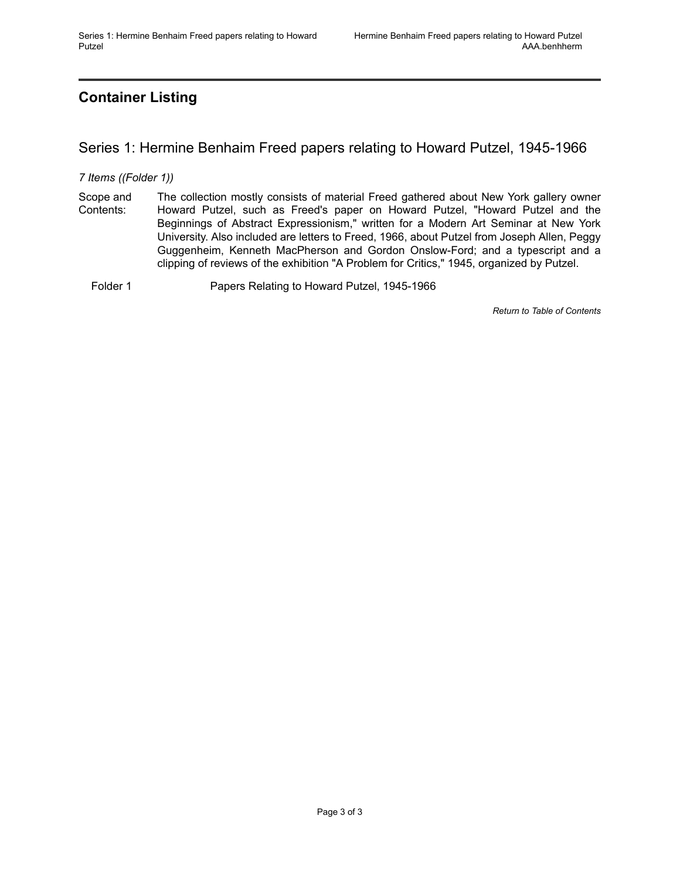## Container Listing

### Series 1: Hermine Benhaim Freed papers relating to Howard Putzel, 1945-1966

*7 Items ((Folder 1))*

Scope and Contents: The collection mostly consists of material Freed gathered about New York gallery owner Howard Putzel, such as Freed's paper on Howard Putzel, "Howard Putzel and the Beginnings of Abstract Expressionism," written for a Modern Art Seminar at New York University. Also included are letters to Freed, 1966, about Putzel from Joseph Allen, Peggy Guggenheim, Kenneth MacPherson and Gordon Onslow-Ford; and a typescript and a clipping of reviews of the exhibition "A Problem for Critics," 1945, organized by Putzel.

Folder 1 Papers Relating to Howard Putzel, 1945-1966

*Return to Table of Contents*